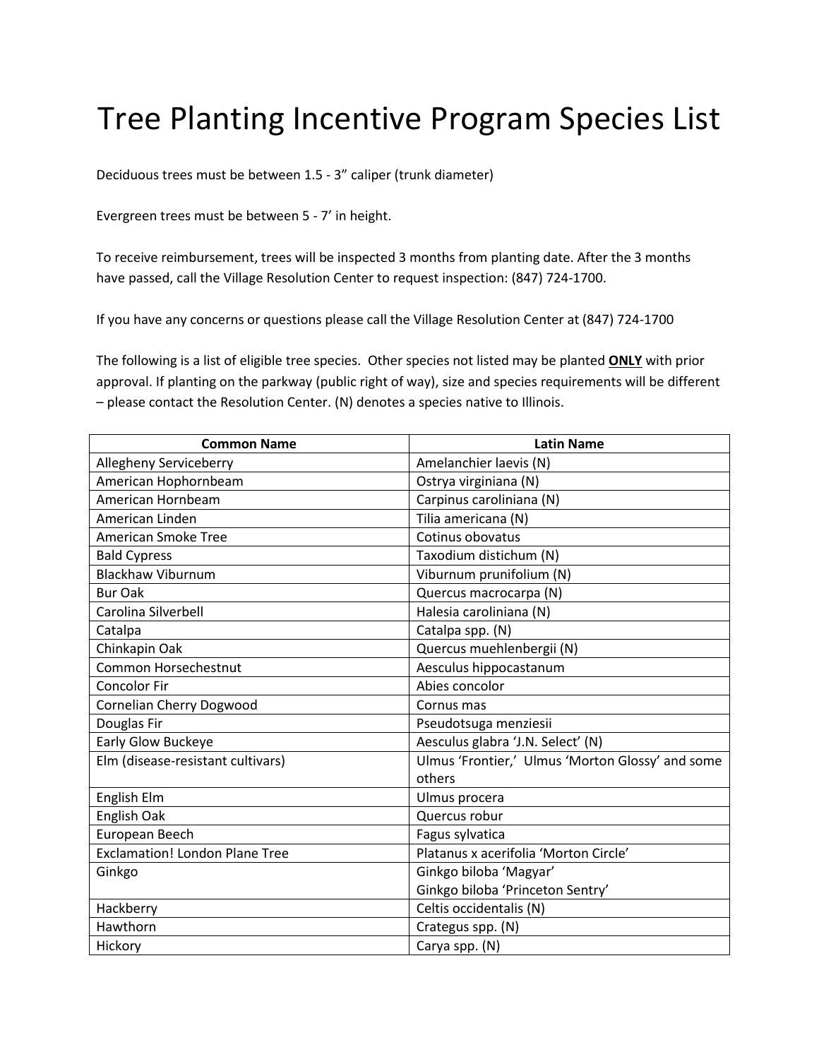# Tree Planting Incentive Program Species List

Deciduous trees must be between 1.5 - 3" caliper (trunk diameter)

Evergreen trees must be between 5 - 7' in height.

To receive reimbursement, trees will be inspected 3 months from planting date. After the 3 months have passed, call the Village Resolution Center to request inspection: (847) 724-1700.

If you have any concerns or questions please call the Village Resolution Center at (847) 724-1700

The following is a list of eligible tree species. Other species not listed may be planted **ONLY** with prior approval. If planting on the parkway (public right of way), size and species requirements will be different – please contact the Resolution Center. (N) denotes a species native to Illinois.

| Common Name | Latin Name |
|---|---|
| Allegheny Serviceberry | Amelanchier laevis (N) |
| American Hophornbeam | Ostrya virginiana (N) |
| American Hornbeam | Carpinus caroliniana (N) |
| American Linden | Tilia americana (N) |
| American Smoke Tree | Cotinus obovatus |
| Bald Cypress | Taxodium distichum (N) |
| Blackhaw Viburnum | Viburnum prunifolium (N) |
| Bur Oak | Quercus macrocarpa (N) |
| Carolina Silverbell | Halesia caroliniana (N) |
| Catalpa | Catalpa spp. (N) |
| Chinkapin Oak | Quercus muehlenbergii (N) |
| Common Horsechestnut | Aesculus hippocastanum |
| Concolor Fir | Abies concolor |
| Cornelian Cherry Dogwood | Cornus mas |
| Douglas Fir | Pseudotsuga menziesii |
| Early Glow Buckeye | Aesculus glabra 'J.N. Select' (N) |
| Elm (disease-resistant cultivars) | Ulmus 'Frontier,' Ulmus 'Morton Glossy' and some others |
| English Elm | Ulmus procera |
| English Oak | Quercus robur |
| European Beech | Fagus sylvatica |
| Exclamation! London Plane Tree | Platanus x acerifolia 'Morton Circle' |
| Ginkgo | Ginkgo biloba 'Magyar'<br>Ginkgo biloba 'Princeton Sentry' |
| Hackberry | Celtis occidentalis (N) |
| Hawthorn | Crategus spp. (N) |
| Hickory | Carya spp. (N) |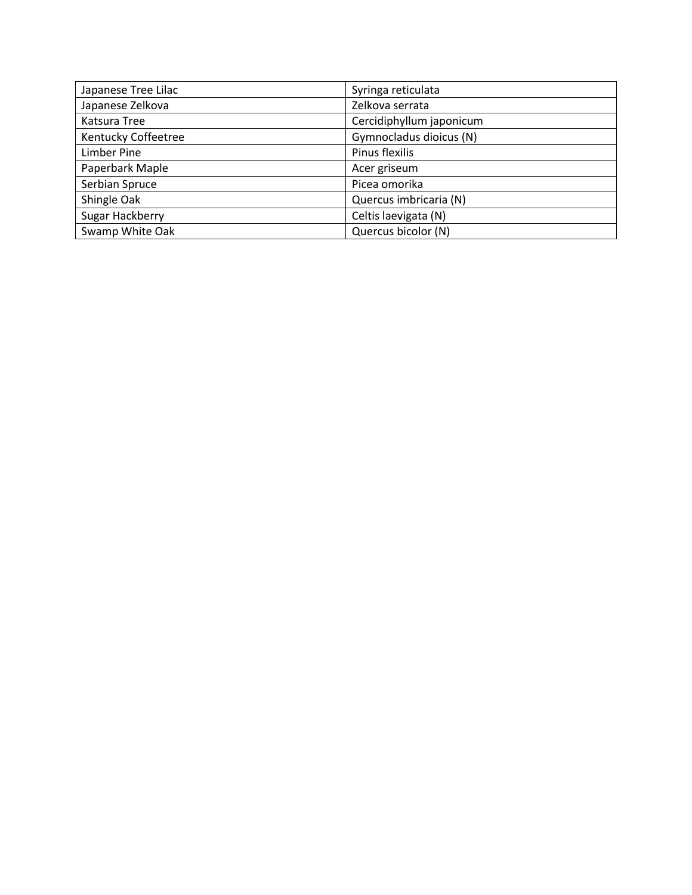| | |
|---|---|
| Japanese Tree Lilac | Syringa reticulata |
| Japanese Zelkova | Zelkova serrata |
| Katsura Tree | Cercidiphyllum japonicum |
| Kentucky Coffeetree | Gymnocladus dioicus (N) |
| Limber Pine | Pinus flexilis |
| Paperbark Maple | Acer griseum |
| Serbian Spruce | Picea omorika |
| Shingle Oak | Quercus imbricaria (N) |
| Sugar Hackberry | Celtis laevigata (N) |
| Swamp White Oak | Quercus bicolor (N) |